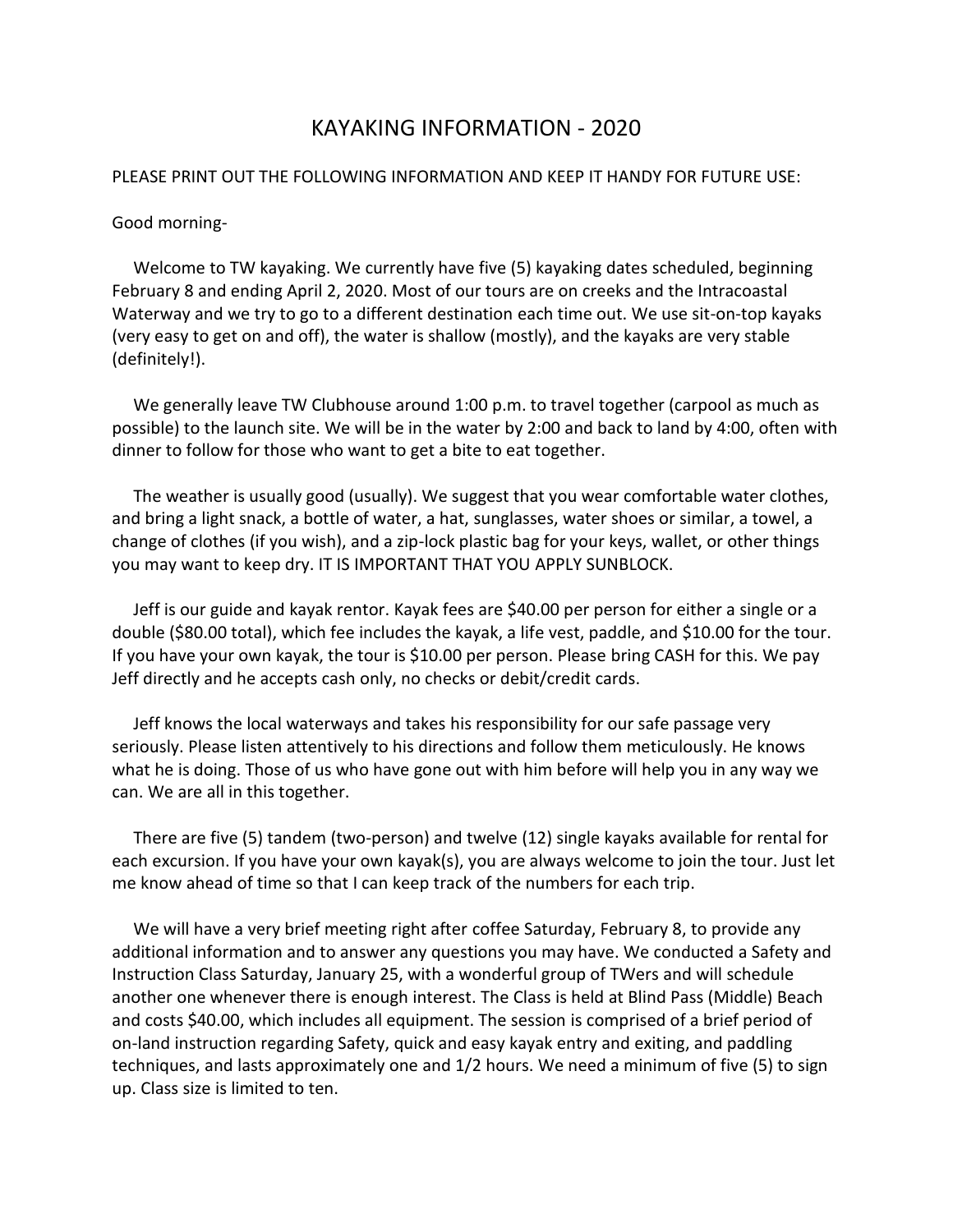# KAYAKING INFORMATION - 2020

PLEASE PRINT OUT THE FOLLOWING INFORMATION AND KEEP IT HANDY FOR FUTURE USE:

Good morning-

Welcome to TW kayaking. We currently have five (5) kayaking dates scheduled, beginning February 8 and ending April 2, 2020. Most of our tours are on creeks and the Intracoastal Waterway and we try to go to a different destination each time out. We use sit-on-top kayaks (very easy to get on and off), the water is shallow (mostly), and the kayaks are very stable (definitely!).

We generally leave TW Clubhouse around 1:00 p.m. to travel together (carpool as much as possible) to the launch site. We will be in the water by 2:00 and back to land by 4:00, often with dinner to follow for those who want to get a bite to eat together.

The weather is usually good (usually). We suggest that you wear comfortable water clothes, and bring a light snack, a bottle of water, a hat, sunglasses, water shoes or similar, a towel, a change of clothes (if you wish), and a zip-lock plastic bag for your keys, wallet, or other things you may want to keep dry. IT IS IMPORTANT THAT YOU APPLY SUNBLOCK.

Jeff is our guide and kayak rentor. Kayak fees are $40.00 per person for either a single or a double ($80.00 total), which fee includes the kayak, a life vest, paddle, and $10.00 for the tour. If you have your own kayak, the tour is $10.00 per person. Please bring CASH for this. We pay Jeff directly and he accepts cash only, no checks or debit/credit cards.

Jeff knows the local waterways and takes his responsibility for our safe passage very seriously. Please listen attentively to his directions and follow them meticulously. He knows what he is doing. Those of us who have gone out with him before will help you in any way we can. We are all in this together.

There are five (5) tandem (two-person) and twelve (12) single kayaks available for rental for each excursion. If you have your own kayak(s), you are always welcome to join the tour. Just let me know ahead of time so that I can keep track of the numbers for each trip.

We will have a very brief meeting right after coffee Saturday, February 8, to provide any additional information and to answer any questions you may have. We conducted a Safety and Instruction Class Saturday, January 25, with a wonderful group of TWers and will schedule another one whenever there is enough interest. The Class is held at Blind Pass (Middle) Beach and costs $40.00, which includes all equipment. The session is comprised of a brief period of on-land instruction regarding Safety, quick and easy kayak entry and exiting, and paddling techniques, and lasts approximately one and 1/2 hours. We need a minimum of five (5) to sign up. Class size is limited to ten.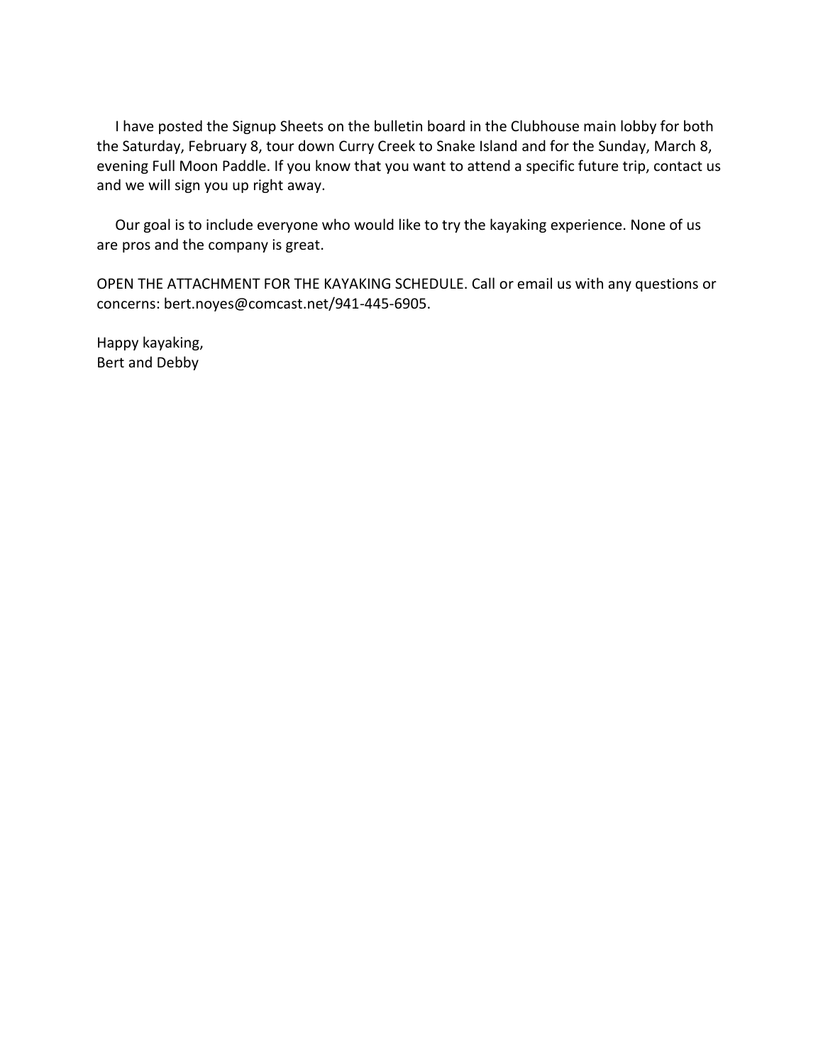I have posted the Signup Sheets on the bulletin board in the Clubhouse main lobby for both the Saturday, February 8, tour down Curry Creek to Snake Island and for the Sunday, March 8, evening Full Moon Paddle. If you know that you want to attend a specific future trip, contact us and we will sign you up right away.

Our goal is to include everyone who would like to try the kayaking experience. None of us are pros and the company is great.

OPEN THE ATTACHMENT FOR THE KAYAKING SCHEDULE. Call or email us with any questions or concerns: bert.noyes@comcast.net/941-445-6905.

Happy kayaking,  
Bert and Debby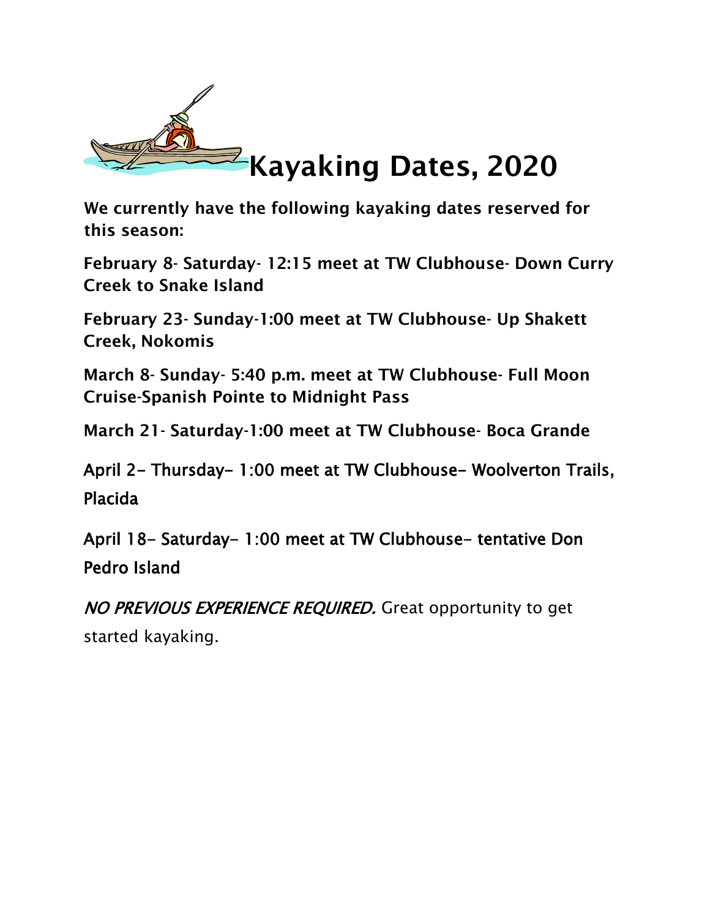# Kayaking Dates, 2020

**We currently have the following kayaking dates reserved for this season:**

**February 8- Saturday- 12:15 meet at TW Clubhouse- Down Curry Creek to Snake Island**

**February 23- Sunday-1:00 meet at TW Clubhouse- Up Shakett Creek, Nokomis**

**March 8- Sunday- 5:40 p.m. meet at TW Clubhouse- Full Moon Cruise-Spanish Pointe to Midnight Pass**

**March 21- Saturday-1:00 meet at TW Clubhouse- Boca Grande**

April 2– Thursday– 1:00 meet at TW Clubhouse– Woolverton Trails, Placida

April 18– Saturday– 1:00 meet at TW Clubhouse– tentative Don Pedro Island

*NO PREVIOUS EXPERIENCE REQUIRED.* Great opportunity to get started kayaking.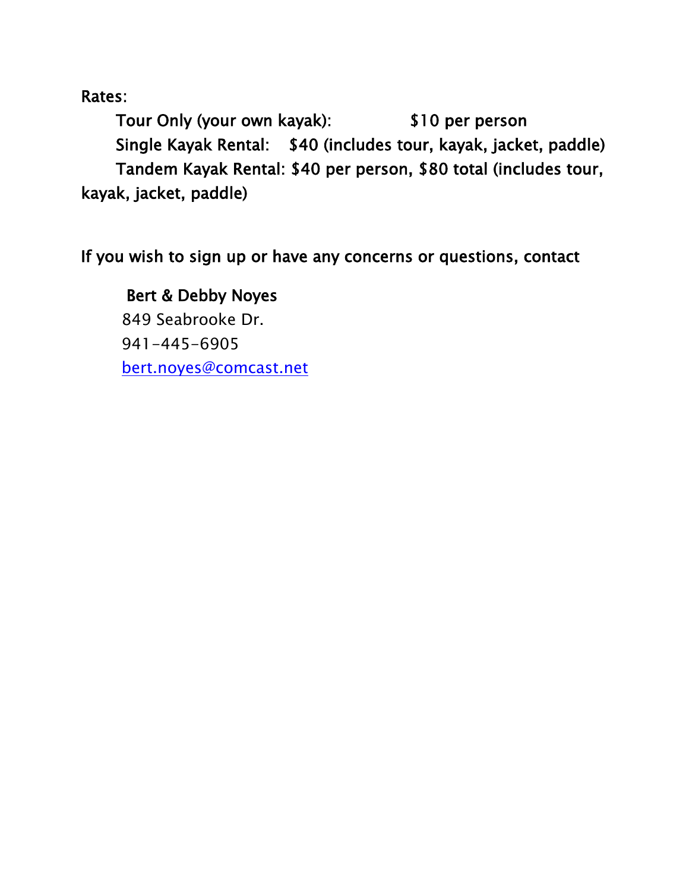Rates:

Tour Only (your own kayak): $10 per person

Single Kayak Rental: $40 (includes tour, kayak, jacket, paddle)

Tandem Kayak Rental: $40 per person, $80 total (includes tour, kayak, jacket, paddle)

If you wish to sign up or have any concerns or questions, contact

Bert & Debby Noyes
849 Seabrooke Dr.
941-445-6905
bert.noyes@comcast.net